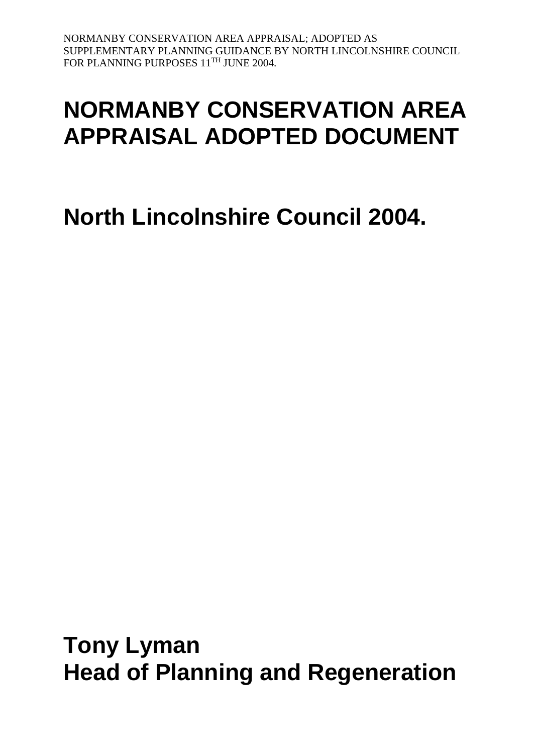NORMANBY CONSERVATION AREA APPRAISAL; ADOPTED AS SUPPLEMENTARY PLANNING GUIDANCE BY NORTH LINCOLNSHIRE COUNCIL FOR PLANNING PURPOSES 11TH JUNE 2004.

# NORMANBY CONSERVATION AREA APPRAISAL ADOPTED DOCUMENT

# North Lincolnshire Council 2004.

# Tony Lyman
# Head of Planning and Regeneration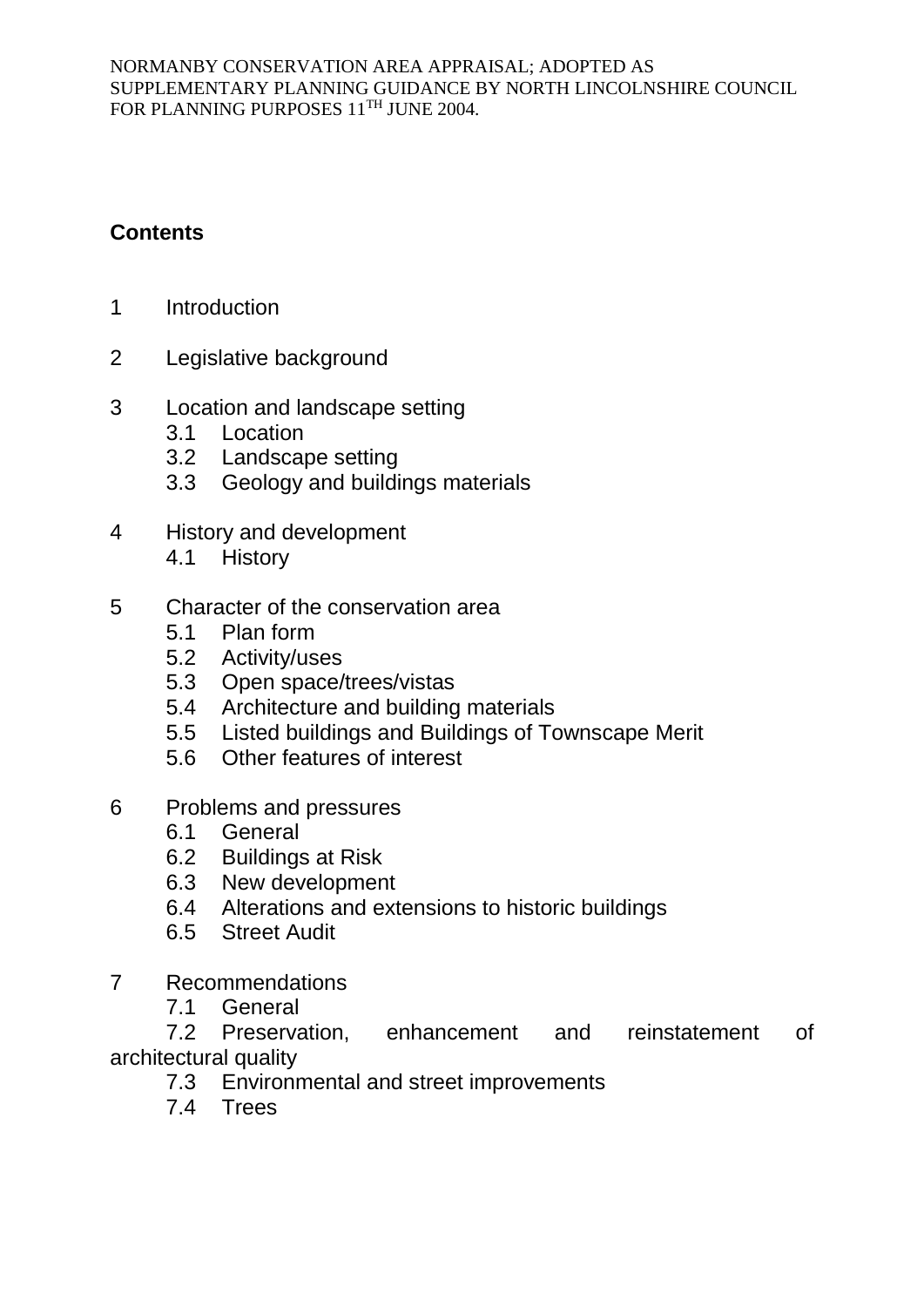NORMANBY CONSERVATION AREA APPRAISAL; ADOPTED AS SUPPLEMENTARY PLANNING GUIDANCE BY NORTH LINCOLNSHIRE COUNCIL FOR PLANNING PURPOSES 11TH JUNE 2004.

## Contents

1 Introduction

2 Legislative background

3 Location and landscape setting
- 3.1 Location
- 3.2 Landscape setting
- 3.3 Geology and buildings materials

4 History and development
- 4.1 History

5 Character of the conservation area
- 5.1 Plan form
- 5.2 Activity/uses
- 5.3 Open space/trees/vistas
- 5.4 Architecture and building materials
- 5.5 Listed buildings and Buildings of Townscape Merit
- 5.6 Other features of interest

6 Problems and pressures
- 6.1 General
- 6.2 Buildings at Risk
- 6.3 New development
- 6.4 Alterations and extensions to historic buildings
- 6.5 Street Audit

7 Recommendations
- 7.1 General
- 7.2 Preservation, enhancement and reinstatement of architectural quality
- 7.3 Environmental and street improvements
- 7.4 Trees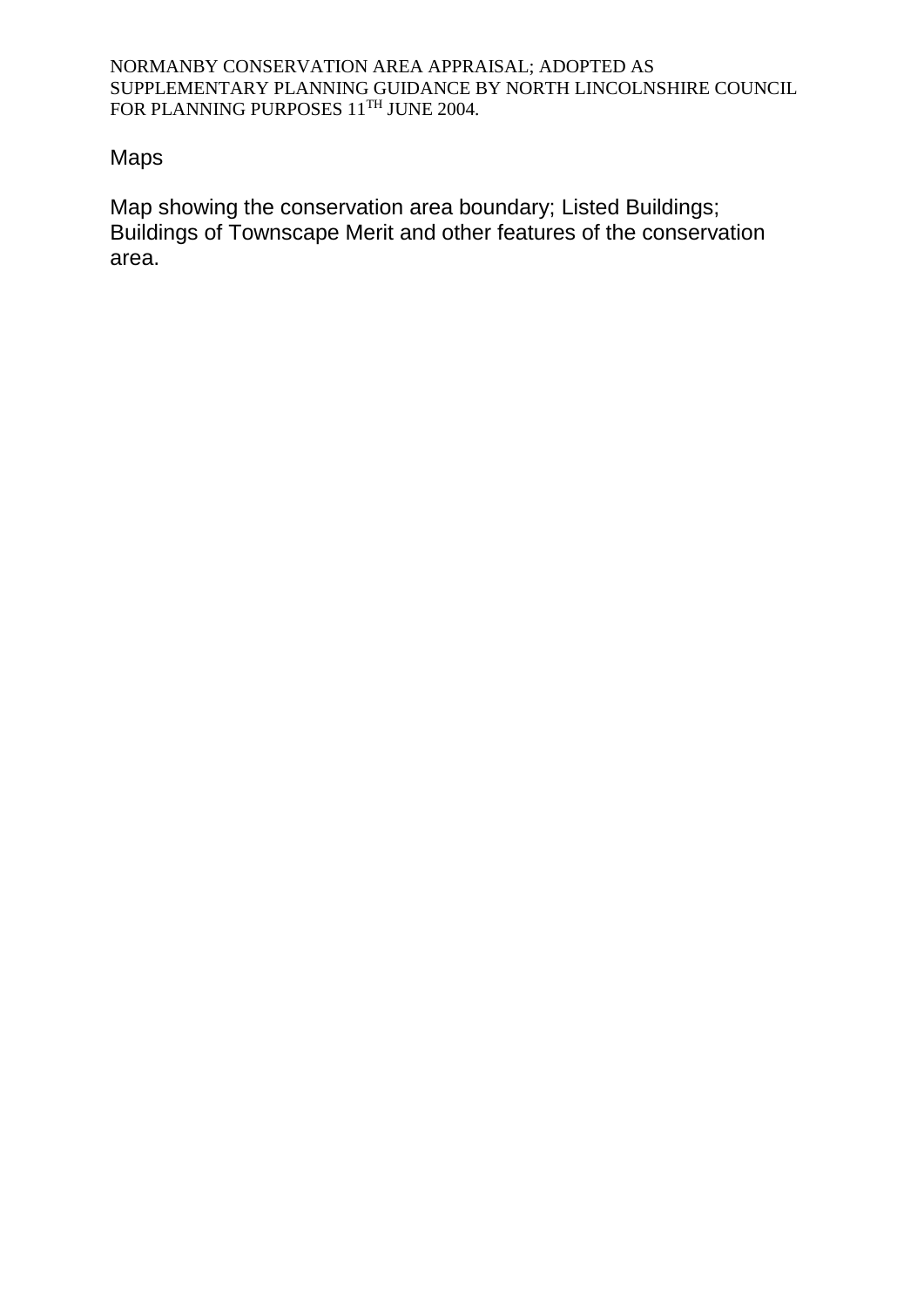## Maps

Map showing the conservation area boundary; Listed Buildings; Buildings of Townscape Merit and other features of the conservation area.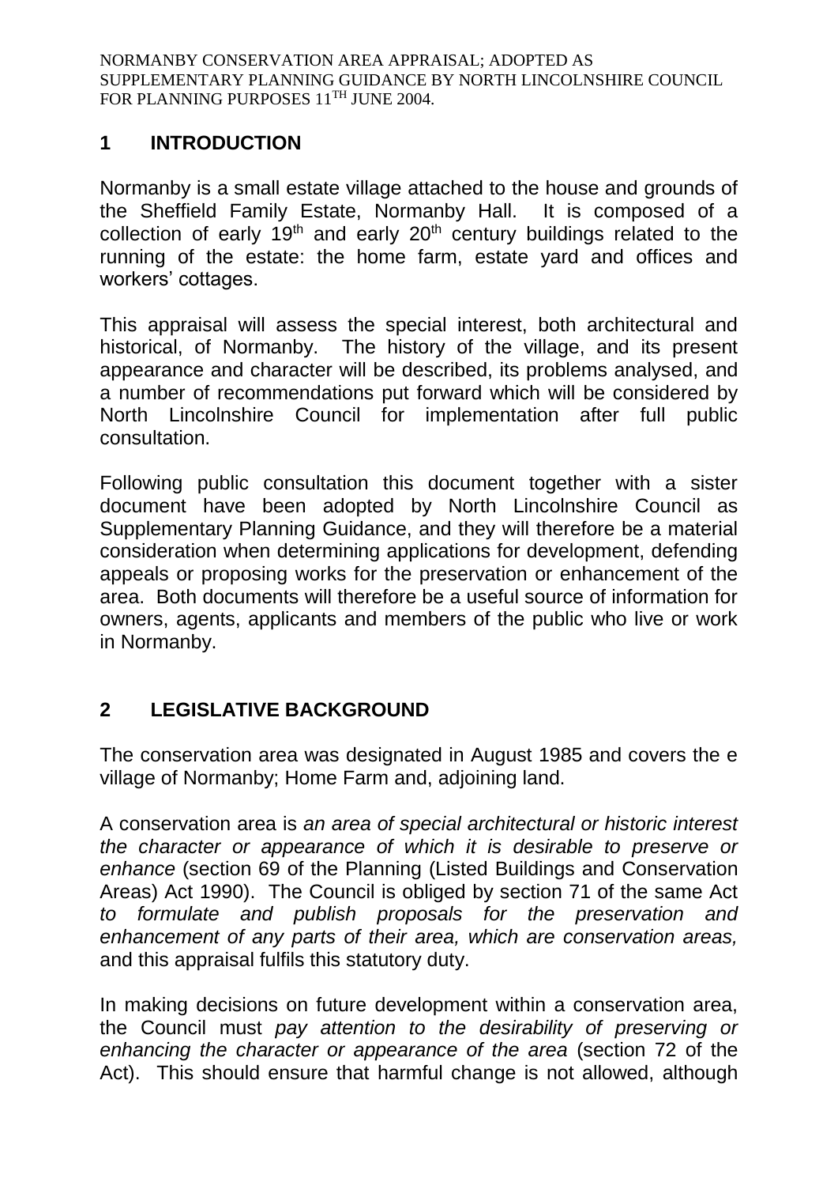## 1 INTRODUCTION

Normanby is a small estate village attached to the house and grounds of the Sheffield Family Estate, Normanby Hall. It is composed of a collection of early 19th and early 20th century buildings related to the running of the estate: the home farm, estate yard and offices and workers' cottages.

This appraisal will assess the special interest, both architectural and historical, of Normanby. The history of the village, and its present appearance and character will be described, its problems analysed, and a number of recommendations put forward which will be considered by North Lincolnshire Council for implementation after full public consultation.

Following public consultation this document together with a sister document have been adopted by North Lincolnshire Council as Supplementary Planning Guidance, and they will therefore be a material consideration when determining applications for development, defending appeals or proposing works for the preservation or enhancement of the area. Both documents will therefore be a useful source of information for owners, agents, applicants and members of the public who live or work in Normanby.

## 2 LEGISLATIVE BACKGROUND

The conservation area was designated in August 1985 and covers the e village of Normanby; Home Farm and, adjoining land.

A conservation area is *an area of special architectural or historic interest the character or appearance of which it is desirable to preserve or enhance* (section 69 of the Planning (Listed Buildings and Conservation Areas) Act 1990). The Council is obliged by section 71 of the same Act *to formulate and publish proposals for the preservation and enhancement of any parts of their area, which are conservation areas,* and this appraisal fulfils this statutory duty.

In making decisions on future development within a conservation area, the Council must *pay attention to the desirability of preserving or enhancing the character or appearance of the area* (section 72 of the Act). This should ensure that harmful change is not allowed, although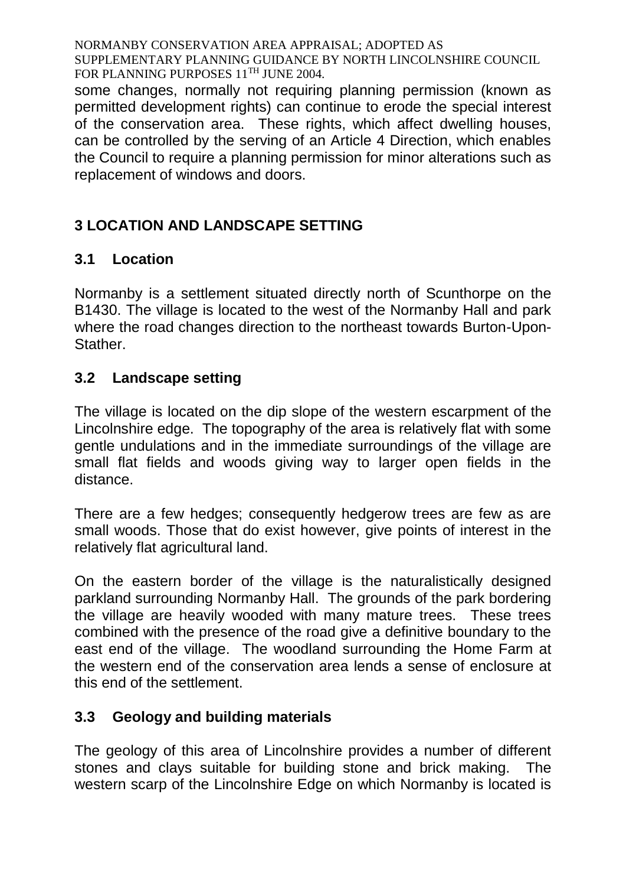some changes, normally not requiring planning permission (known as permitted development rights) can continue to erode the special interest of the conservation area. These rights, which affect dwelling houses, can be controlled by the serving of an Article 4 Direction, which enables the Council to require a planning permission for minor alterations such as replacement of windows and doors.

## 3 LOCATION AND LANDSCAPE SETTING

### 3.1 Location

Normanby is a settlement situated directly north of Scunthorpe on the B1430. The village is located to the west of the Normanby Hall and park where the road changes direction to the northeast towards Burton-Upon-Stather.

### 3.2 Landscape setting

The village is located on the dip slope of the western escarpment of the Lincolnshire edge. The topography of the area is relatively flat with some gentle undulations and in the immediate surroundings of the village are small flat fields and woods giving way to larger open fields in the distance.

There are a few hedges; consequently hedgerow trees are few as are small woods. Those that do exist however, give points of interest in the relatively flat agricultural land.

On the eastern border of the village is the naturalistically designed parkland surrounding Normanby Hall. The grounds of the park bordering the village are heavily wooded with many mature trees. These trees combined with the presence of the road give a definitive boundary to the east end of the village. The woodland surrounding the Home Farm at the western end of the conservation area lends a sense of enclosure at this end of the settlement.

### 3.3 Geology and building materials

The geology of this area of Lincolnshire provides a number of different stones and clays suitable for building stone and brick making. The western scarp of the Lincolnshire Edge on which Normanby is located is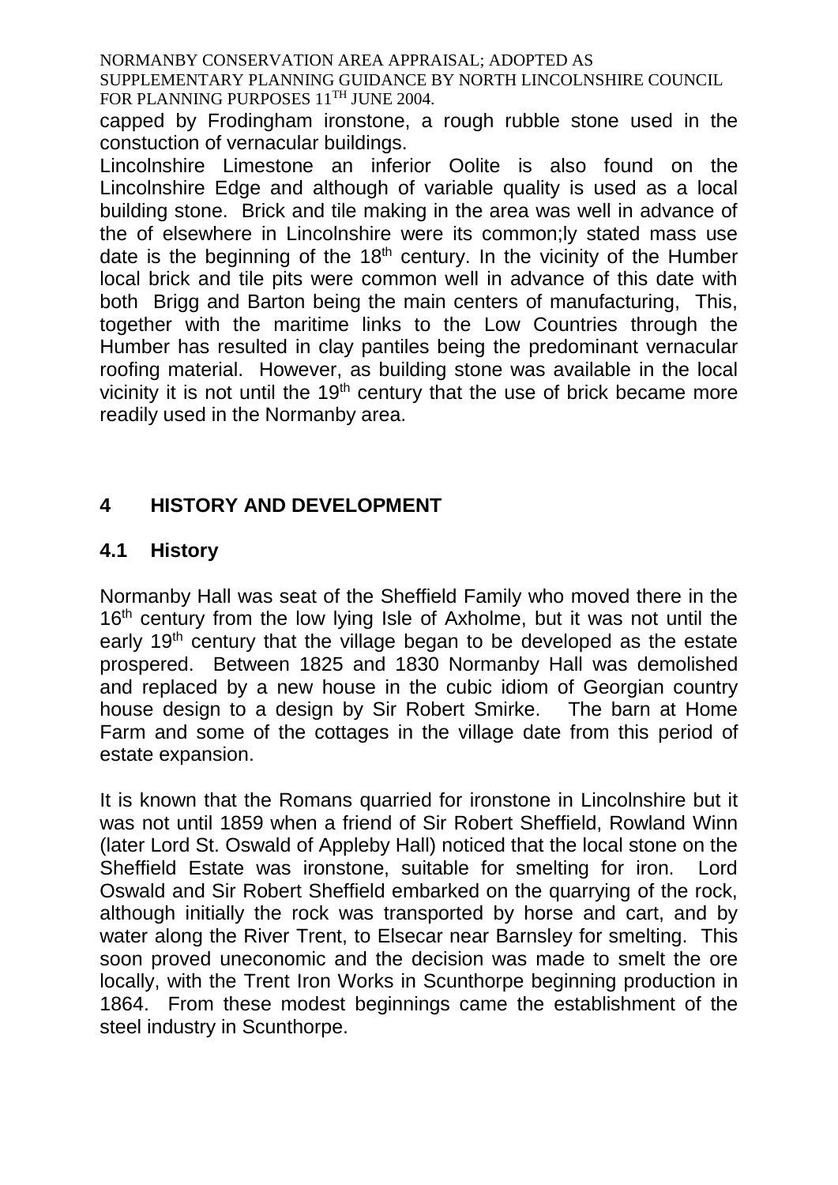capped by Frodingham ironstone, a rough rubble stone used in the constuction of vernacular buildings.

Lincolnshire Limestone an inferior Oolite is also found on the Lincolnshire Edge and although of variable quality is used as a local building stone. Brick and tile making in the area was well in advance of the of elsewhere in Lincolnshire were its common;ly stated mass use date is the beginning of the 18th century. In the vicinity of the Humber local brick and tile pits were common well in advance of this date with both Brigg and Barton being the main centers of manufacturing, This, together with the maritime links to the Low Countries through the Humber has resulted in clay pantiles being the predominant vernacular roofing material. However, as building stone was available in the local vicinity it is not until the 19th century that the use of brick became more readily used in the Normanby area.

## 4 HISTORY AND DEVELOPMENT

### 4.1 History

Normanby Hall was seat of the Sheffield Family who moved there in the 16th century from the low lying Isle of Axholme, but it was not until the early 19th century that the village began to be developed as the estate prospered. Between 1825 and 1830 Normanby Hall was demolished and replaced by a new house in the cubic idiom of Georgian country house design to a design by Sir Robert Smirke. The barn at Home Farm and some of the cottages in the village date from this period of estate expansion.

It is known that the Romans quarried for ironstone in Lincolnshire but it was not until 1859 when a friend of Sir Robert Sheffield, Rowland Winn (later Lord St. Oswald of Appleby Hall) noticed that the local stone on the Sheffield Estate was ironstone, suitable for smelting for iron. Lord Oswald and Sir Robert Sheffield embarked on the quarrying of the rock, although initially the rock was transported by horse and cart, and by water along the River Trent, to Elsecar near Barnsley for smelting. This soon proved uneconomic and the decision was made to smelt the ore locally, with the Trent Iron Works in Scunthorpe beginning production in 1864. From these modest beginnings came the establishment of the steel industry in Scunthorpe.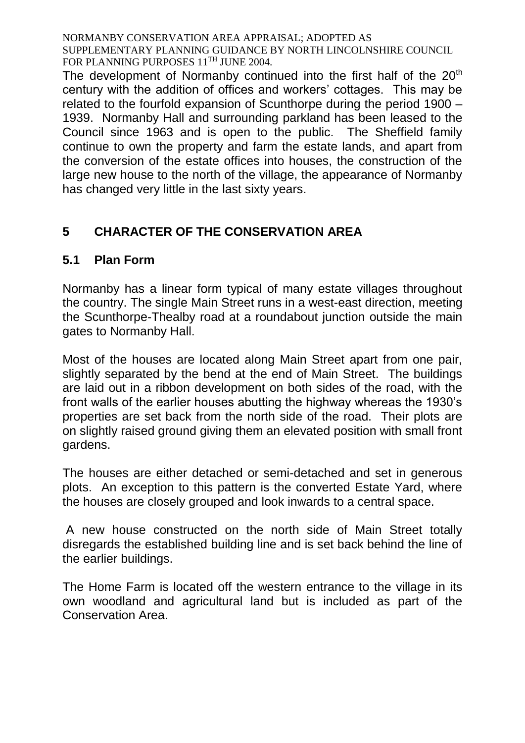The development of Normanby continued into the first half of the 20th century with the addition of offices and workers' cottages. This may be related to the fourfold expansion of Scunthorpe during the period 1900 – 1939. Normanby Hall and surrounding parkland has been leased to the Council since 1963 and is open to the public. The Sheffield family continue to own the property and farm the estate lands, and apart from the conversion of the estate offices into houses, the construction of the large new house to the north of the village, the appearance of Normanby has changed very little in the last sixty years.

## 5 CHARACTER OF THE CONSERVATION AREA

### 5.1 Plan Form

Normanby has a linear form typical of many estate villages throughout the country. The single Main Street runs in a west-east direction, meeting the Scunthorpe-Thealby road at a roundabout junction outside the main gates to Normanby Hall.

Most of the houses are located along Main Street apart from one pair, slightly separated by the bend at the end of Main Street. The buildings are laid out in a ribbon development on both sides of the road, with the front walls of the earlier houses abutting the highway whereas the 1930's properties are set back from the north side of the road. Their plots are on slightly raised ground giving them an elevated position with small front gardens.

The houses are either detached or semi-detached and set in generous plots. An exception to this pattern is the converted Estate Yard, where the houses are closely grouped and look inwards to a central space.

A new house constructed on the north side of Main Street totally disregards the established building line and is set back behind the line of the earlier buildings.

The Home Farm is located off the western entrance to the village in its own woodland and agricultural land but is included as part of the Conservation Area.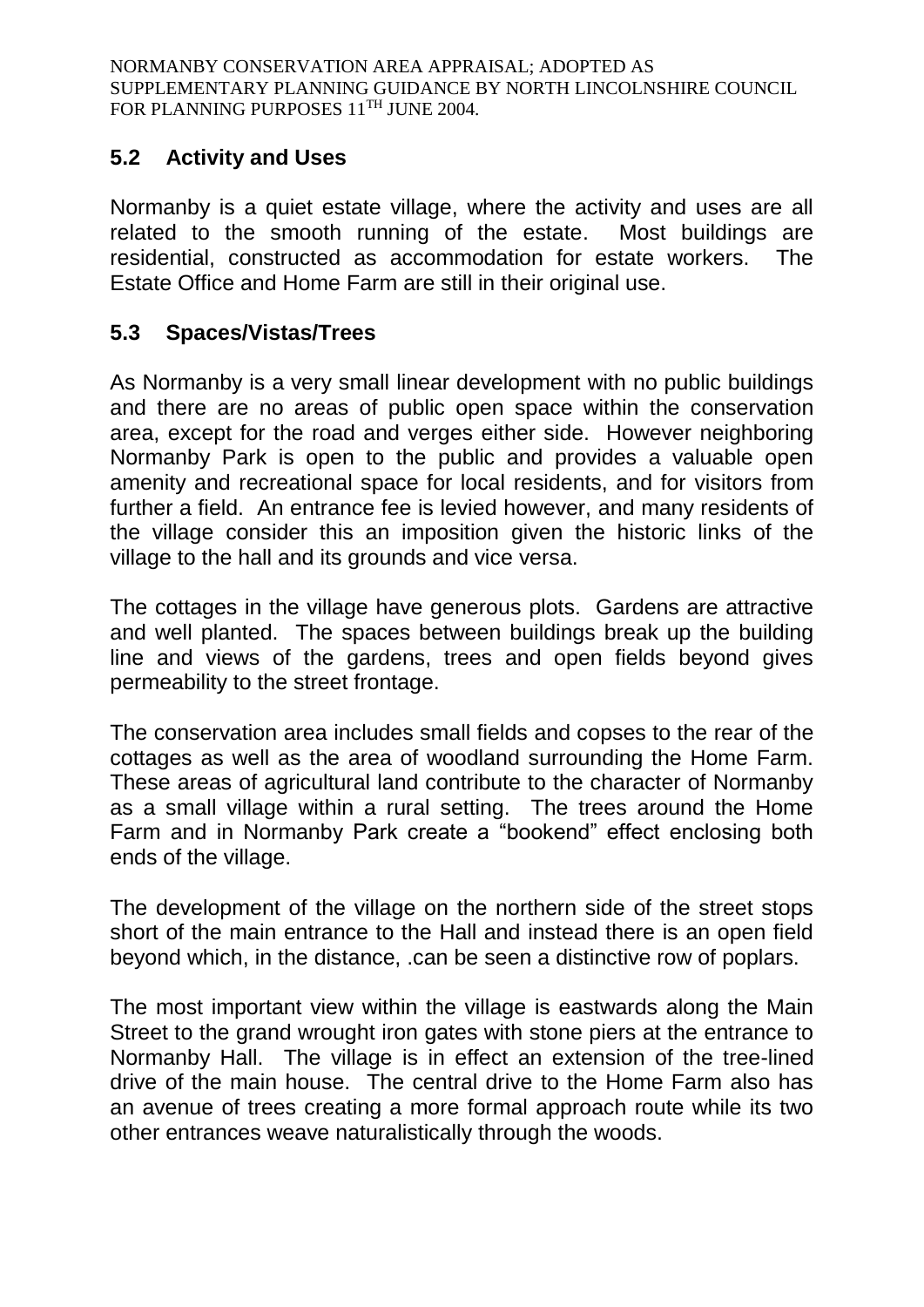## 5.2 Activity and Uses

Normanby is a quiet estate village, where the activity and uses are all related to the smooth running of the estate. Most buildings are residential, constructed as accommodation for estate workers. The Estate Office and Home Farm are still in their original use.

## 5.3 Spaces/Vistas/Trees

As Normanby is a very small linear development with no public buildings and there are no areas of public open space within the conservation area, except for the road and verges either side. However neighboring Normanby Park is open to the public and provides a valuable open amenity and recreational space for local residents, and for visitors from further a field. An entrance fee is levied however, and many residents of the village consider this an imposition given the historic links of the village to the hall and its grounds and vice versa.

The cottages in the village have generous plots. Gardens are attractive and well planted. The spaces between buildings break up the building line and views of the gardens, trees and open fields beyond gives permeability to the street frontage.

The conservation area includes small fields and copses to the rear of the cottages as well as the area of woodland surrounding the Home Farm. These areas of agricultural land contribute to the character of Normanby as a small village within a rural setting. The trees around the Home Farm and in Normanby Park create a "bookend" effect enclosing both ends of the village.

The development of the village on the northern side of the street stops short of the main entrance to the Hall and instead there is an open field beyond which, in the distance, .can be seen a distinctive row of poplars.

The most important view within the village is eastwards along the Main Street to the grand wrought iron gates with stone piers at the entrance to Normanby Hall. The village is in effect an extension of the tree-lined drive of the main house. The central drive to the Home Farm also has an avenue of trees creating a more formal approach route while its two other entrances weave naturalistically through the woods.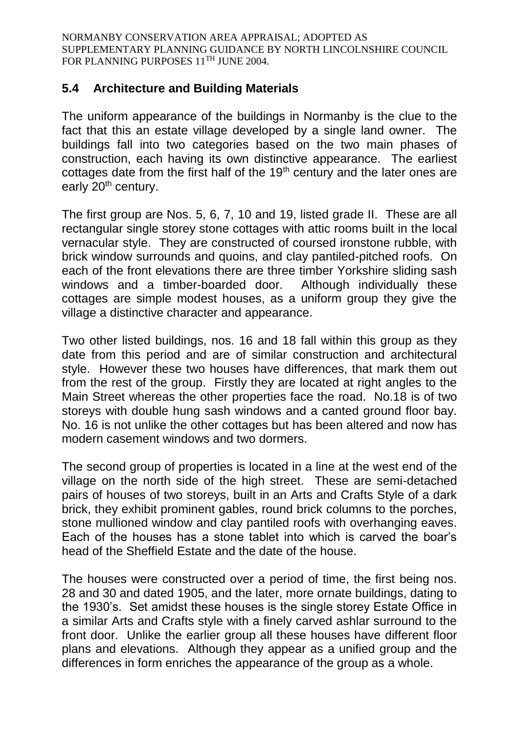## 5.4 Architecture and Building Materials

The uniform appearance of the buildings in Normanby is the clue to the fact that this an estate village developed by a single land owner. The buildings fall into two categories based on the two main phases of construction, each having its own distinctive appearance. The earliest cottages date from the first half of the 19th century and the later ones are early 20th century.

The first group are Nos. 5, 6, 7, 10 and 19, listed grade II. These are all rectangular single storey stone cottages with attic rooms built in the local vernacular style. They are constructed of coursed ironstone rubble, with brick window surrounds and quoins, and clay pantiled-pitched roofs. On each of the front elevations there are three timber Yorkshire sliding sash windows and a timber-boarded door. Although individually these cottages are simple modest houses, as a uniform group they give the village a distinctive character and appearance.

Two other listed buildings, nos. 16 and 18 fall within this group as they date from this period and are of similar construction and architectural style. However these two houses have differences, that mark them out from the rest of the group. Firstly they are located at right angles to the Main Street whereas the other properties face the road. No.18 is of two storeys with double hung sash windows and a canted ground floor bay. No. 16 is not unlike the other cottages but has been altered and now has modern casement windows and two dormers.

The second group of properties is located in a line at the west end of the village on the north side of the high street. These are semi-detached pairs of houses of two storeys, built in an Arts and Crafts Style of a dark brick, they exhibit prominent gables, round brick columns to the porches, stone mullioned window and clay pantiled roofs with overhanging eaves. Each of the houses has a stone tablet into which is carved the boar's head of the Sheffield Estate and the date of the house.

The houses were constructed over a period of time, the first being nos. 28 and 30 and dated 1905, and the later, more ornate buildings, dating to the 1930's. Set amidst these houses is the single storey Estate Office in a similar Arts and Crafts style with a finely carved ashlar surround to the front door. Unlike the earlier group all these houses have different floor plans and elevations. Although they appear as a unified group and the differences in form enriches the appearance of the group as a whole.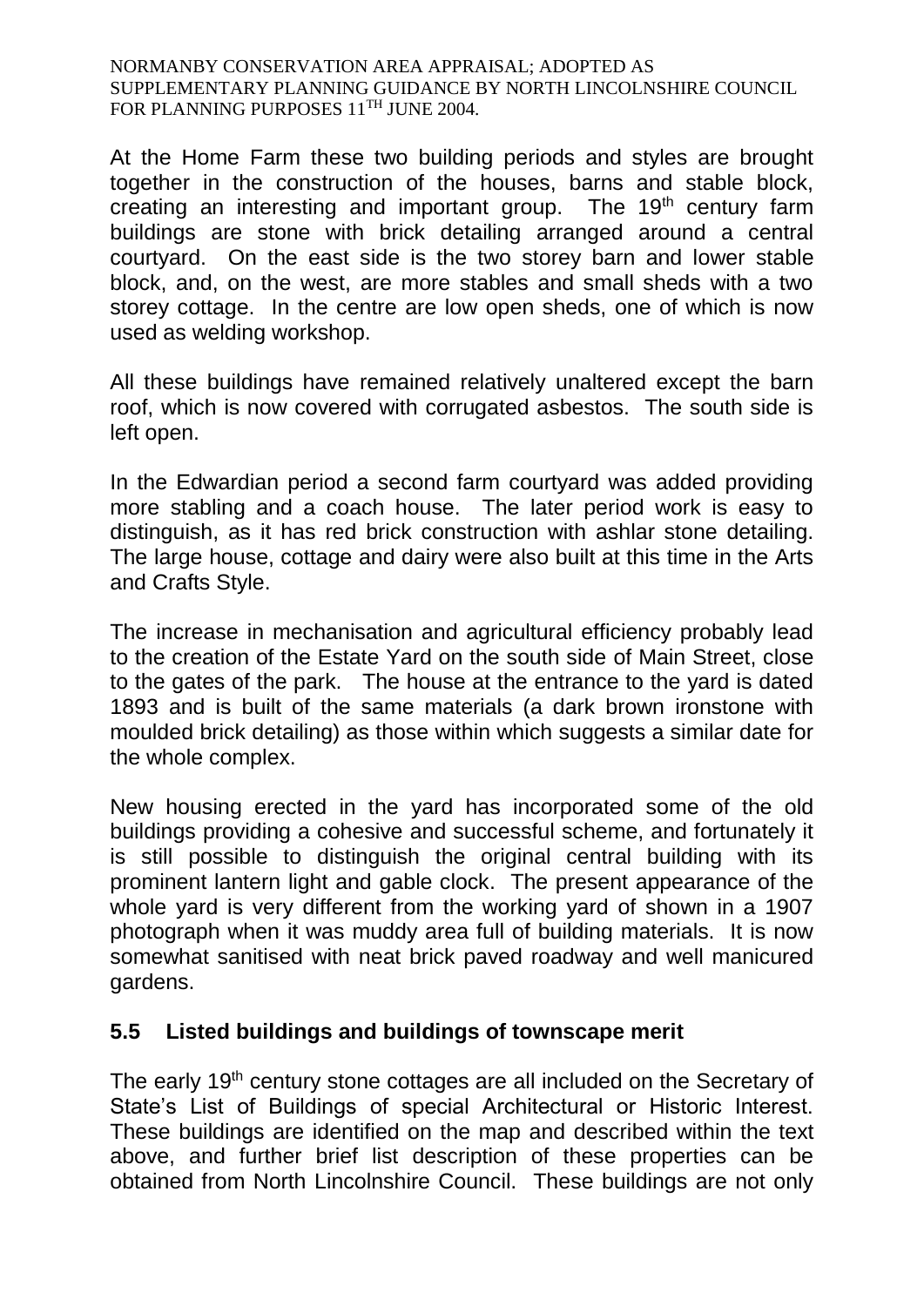At the Home Farm these two building periods and styles are brought together in the construction of the houses, barns and stable block, creating an interesting and important group. The 19th century farm buildings are stone with brick detailing arranged around a central courtyard. On the east side is the two storey barn and lower stable block, and, on the west, are more stables and small sheds with a two storey cottage. In the centre are low open sheds, one of which is now used as welding workshop.

All these buildings have remained relatively unaltered except the barn roof, which is now covered with corrugated asbestos. The south side is left open.

In the Edwardian period a second farm courtyard was added providing more stabling and a coach house. The later period work is easy to distinguish, as it has red brick construction with ashlar stone detailing. The large house, cottage and dairy were also built at this time in the Arts and Crafts Style.

The increase in mechanisation and agricultural efficiency probably lead to the creation of the Estate Yard on the south side of Main Street, close to the gates of the park. The house at the entrance to the yard is dated 1893 and is built of the same materials (a dark brown ironstone with moulded brick detailing) as those within which suggests a similar date for the whole complex.

New housing erected in the yard has incorporated some of the old buildings providing a cohesive and successful scheme, and fortunately it is still possible to distinguish the original central building with its prominent lantern light and gable clock. The present appearance of the whole yard is very different from the working yard of shown in a 1907 photograph when it was muddy area full of building materials. It is now somewhat sanitised with neat brick paved roadway and well manicured gardens.

## 5.5 Listed buildings and buildings of townscape merit

The early 19th century stone cottages are all included on the Secretary of State's List of Buildings of special Architectural or Historic Interest. These buildings are identified on the map and described within the text above, and further brief list description of these properties can be obtained from North Lincolnshire Council. These buildings are not only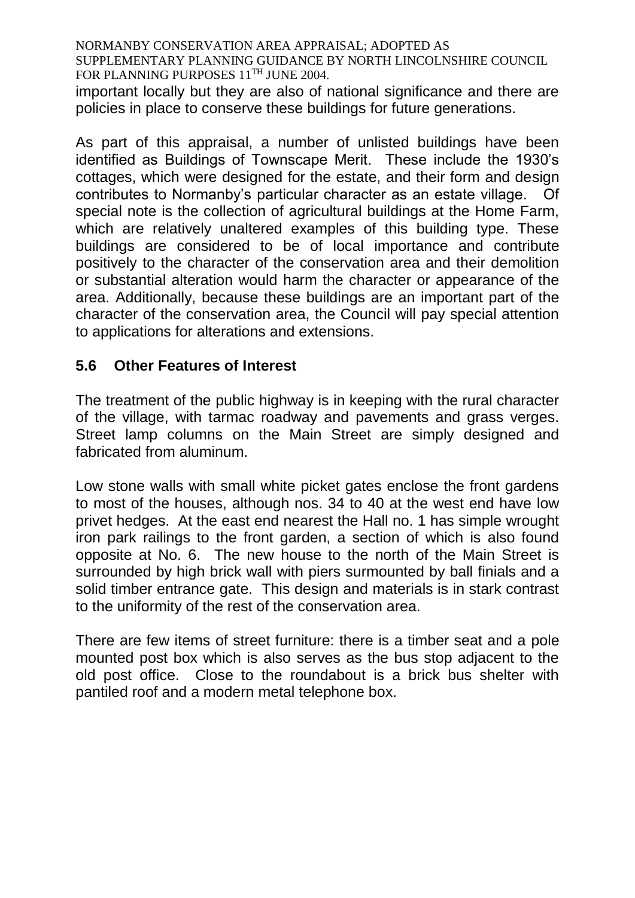important locally but they are also of national significance and there are policies in place to conserve these buildings for future generations.

As part of this appraisal, a number of unlisted buildings have been identified as Buildings of Townscape Merit. These include the 1930's cottages, which were designed for the estate, and their form and design contributes to Normanby's particular character as an estate village. Of special note is the collection of agricultural buildings at the Home Farm, which are relatively unaltered examples of this building type. These buildings are considered to be of local importance and contribute positively to the character of the conservation area and their demolition or substantial alteration would harm the character or appearance of the area. Additionally, because these buildings are an important part of the character of the conservation area, the Council will pay special attention to applications for alterations and extensions.

## 5.6 Other Features of Interest

The treatment of the public highway is in keeping with the rural character of the village, with tarmac roadway and pavements and grass verges. Street lamp columns on the Main Street are simply designed and fabricated from aluminum.

Low stone walls with small white picket gates enclose the front gardens to most of the houses, although nos. 34 to 40 at the west end have low privet hedges. At the east end nearest the Hall no. 1 has simple wrought iron park railings to the front garden, a section of which is also found opposite at No. 6. The new house to the north of the Main Street is surrounded by high brick wall with piers surmounted by ball finials and a solid timber entrance gate. This design and materials is in stark contrast to the uniformity of the rest of the conservation area.

There are few items of street furniture: there is a timber seat and a pole mounted post box which is also serves as the bus stop adjacent to the old post office. Close to the roundabout is a brick bus shelter with pantiled roof and a modern metal telephone box.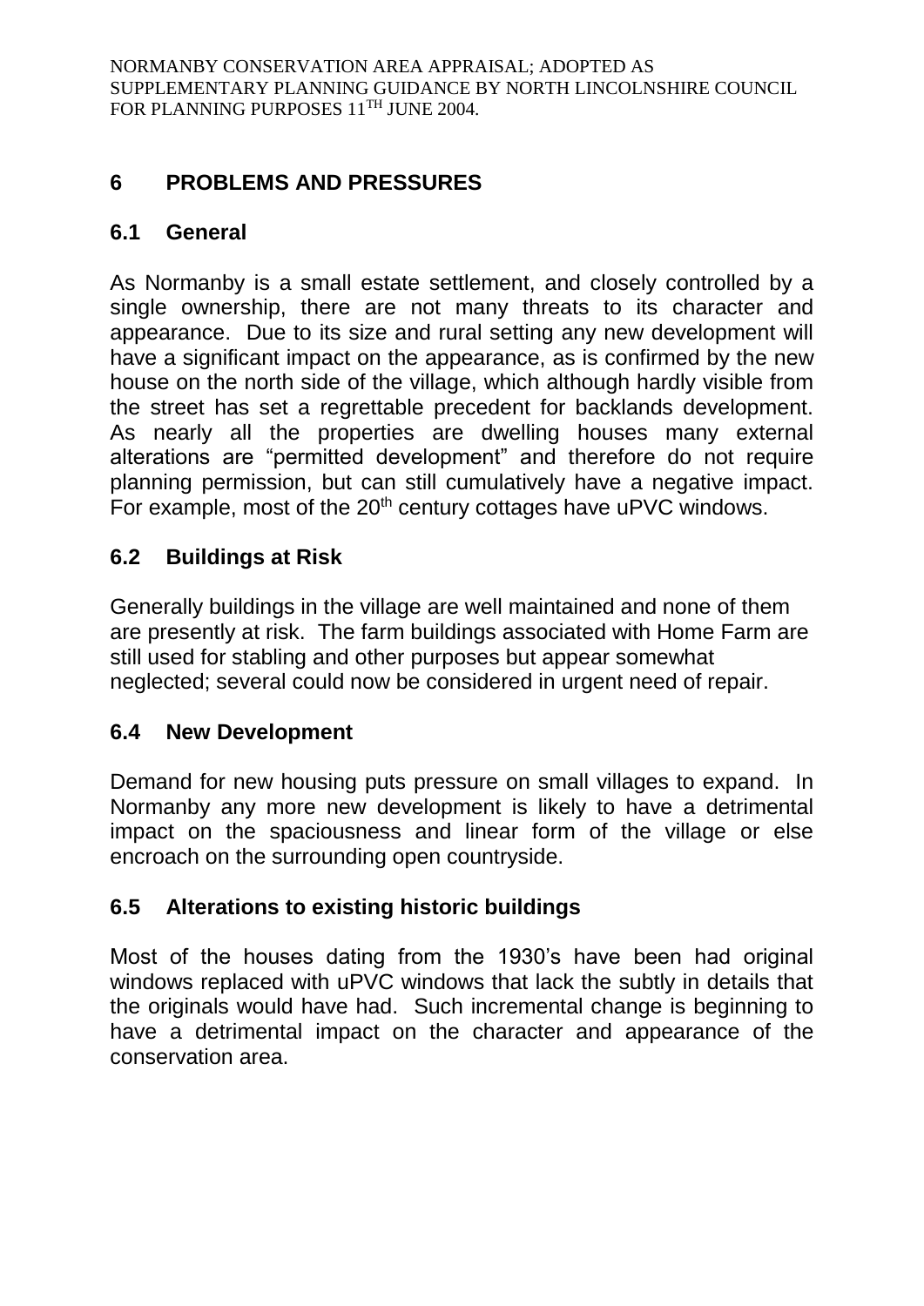## 6 PROBLEMS AND PRESSURES

### 6.1 General

As Normanby is a small estate settlement, and closely controlled by a single ownership, there are not many threats to its character and appearance. Due to its size and rural setting any new development will have a significant impact on the appearance, as is confirmed by the new house on the north side of the village, which although hardly visible from the street has set a regrettable precedent for backlands development. As nearly all the properties are dwelling houses many external alterations are "permitted development" and therefore do not require planning permission, but can still cumulatively have a negative impact. For example, most of the 20th century cottages have uPVC windows.

### 6.2 Buildings at Risk

Generally buildings in the village are well maintained and none of them are presently at risk. The farm buildings associated with Home Farm are still used for stabling and other purposes but appear somewhat neglected; several could now be considered in urgent need of repair.

### 6.4 New Development

Demand for new housing puts pressure on small villages to expand. In Normanby any more new development is likely to have a detrimental impact on the spaciousness and linear form of the village or else encroach on the surrounding open countryside.

### 6.5 Alterations to existing historic buildings

Most of the houses dating from the 1930's have been had original windows replaced with uPVC windows that lack the subtly in details that the originals would have had. Such incremental change is beginning to have a detrimental impact on the character and appearance of the conservation area.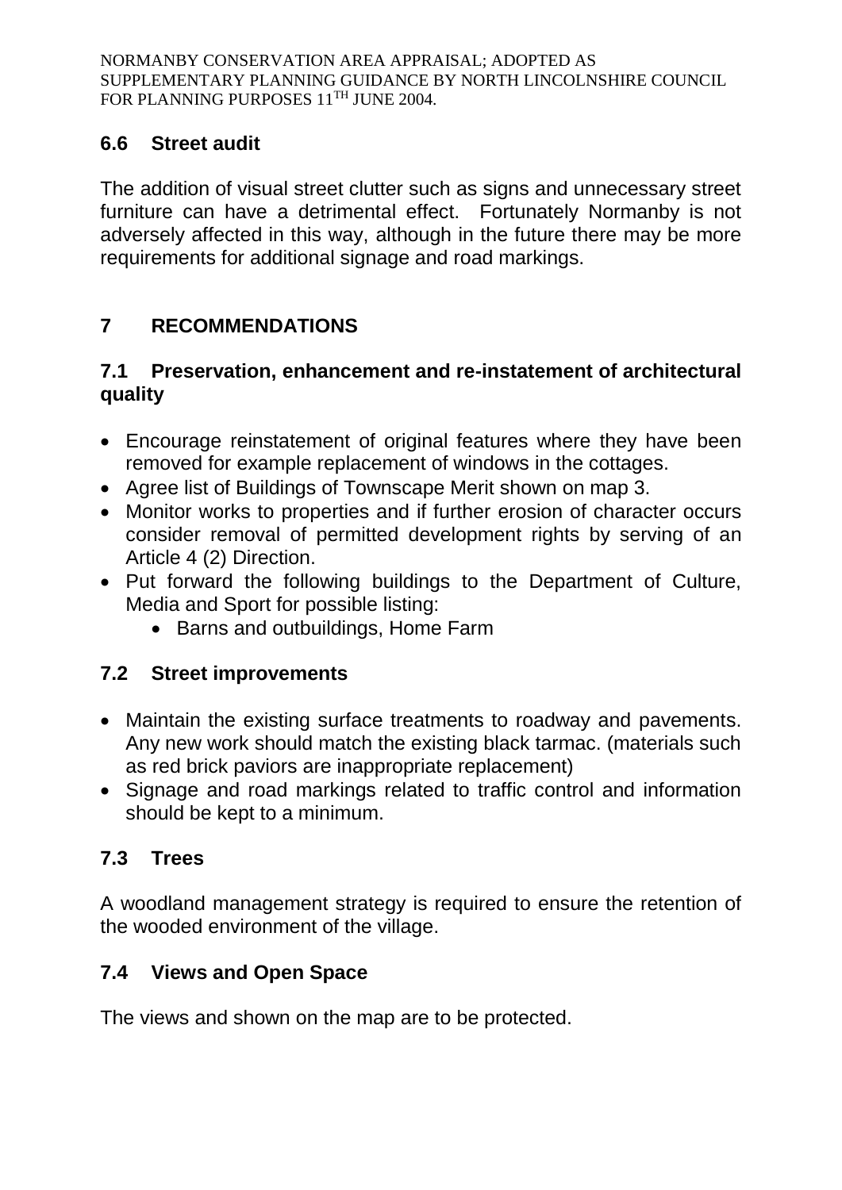### 6.6 Street audit

The addition of visual street clutter such as signs and unnecessary street furniture can have a detrimental effect. Fortunately Normanby is not adversely affected in this way, although in the future there may be more requirements for additional signage and road markings.

## 7 RECOMMENDATIONS

### 7.1 Preservation, enhancement and re-instatement of architectural quality

- Encourage reinstatement of original features where they have been removed for example replacement of windows in the cottages.
- Agree list of Buildings of Townscape Merit shown on map 3.
- Monitor works to properties and if further erosion of character occurs consider removal of permitted development rights by serving of an Article 4 (2) Direction.
- Put forward the following buildings to the Department of Culture, Media and Sport for possible listing:
    - Barns and outbuildings, Home Farm

### 7.2 Street improvements

- Maintain the existing surface treatments to roadway and pavements. Any new work should match the existing black tarmac. (materials such as red brick paviors are inappropriate replacement)
- Signage and road markings related to traffic control and information should be kept to a minimum.

### 7.3 Trees

A woodland management strategy is required to ensure the retention of the wooded environment of the village.

### 7.4 Views and Open Space

The views and shown on the map are to be protected.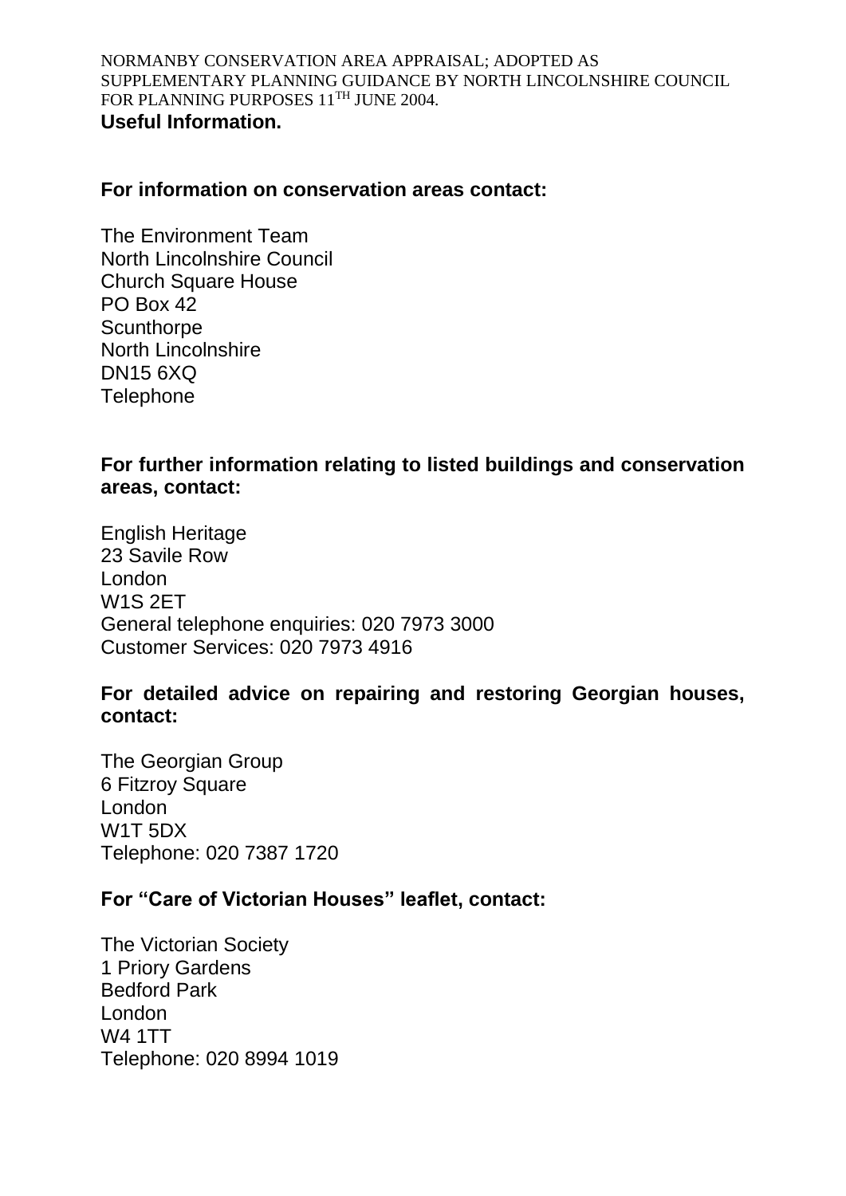## Useful Information.

**For information on conservation areas contact:**

The Environment Team
North Lincolnshire Council
Church Square House
PO Box 42
Scunthorpe
North Lincolnshire
DN15 6XQ
Telephone

**For further information relating to listed buildings and conservation areas, contact:**

English Heritage
23 Savile Row
London
W1S 2ET
General telephone enquiries: 020 7973 3000
Customer Services: 020 7973 4916

**For detailed advice on repairing and restoring Georgian houses, contact:**

The Georgian Group
6 Fitzroy Square
London
W1T 5DX
Telephone: 020 7387 1720

**For "Care of Victorian Houses" leaflet, contact:**

The Victorian Society
1 Priory Gardens
Bedford Park
London
W4 1TT
Telephone: 020 8994 1019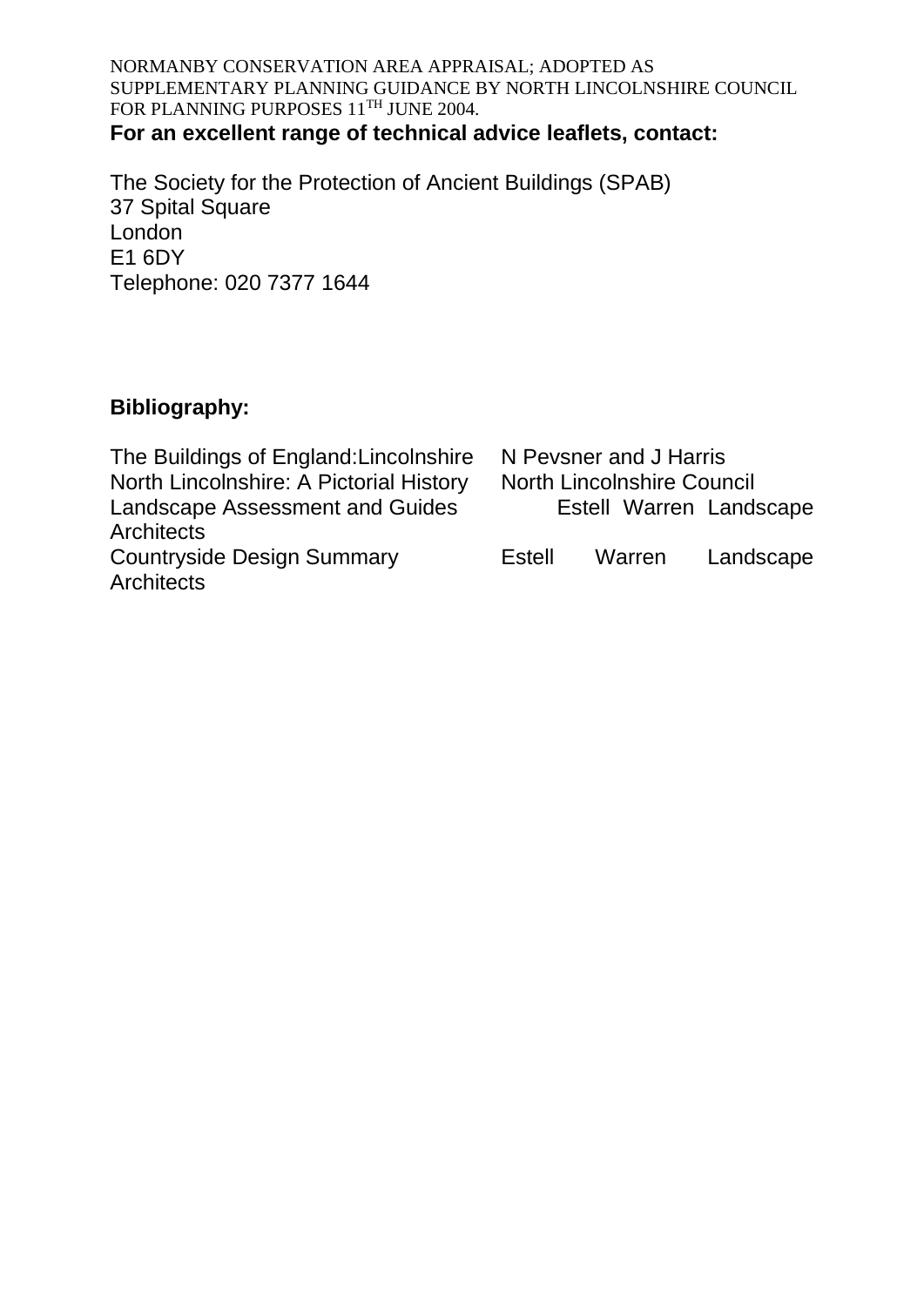**For an excellent range of technical advice leaflets, contact:**

The Society for the Protection of Ancient Buildings (SPAB)
37 Spital Square
London
E1 6DY
Telephone: 020 7377 1644

**Bibliography:**

| | |
|---|---|
| The Buildings of England:Lincolnshire | N Pevsner and J Harris |
| North Lincolnshire: A Pictorial History | North Lincolnshire Council |
| Landscape Assessment and Guides | Estell Warren Landscape Architects |
| Countryside Design Summary | Estell Warren Landscape Architects |